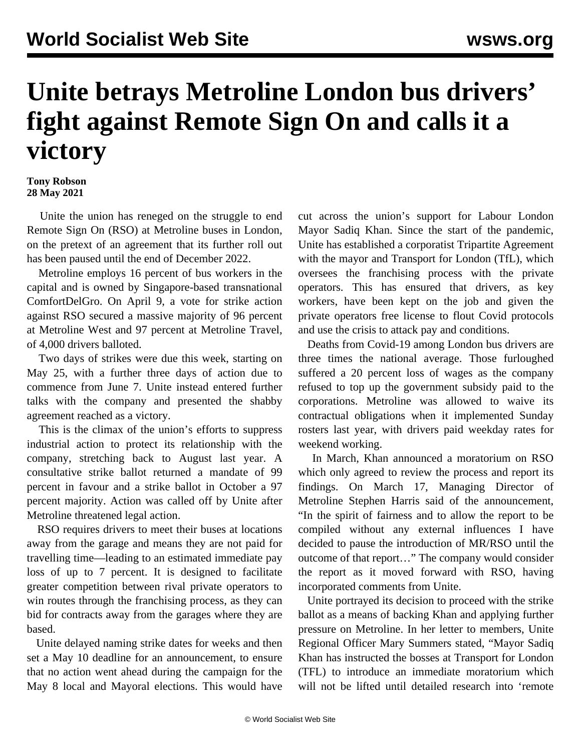# Unite betrays Metroline London bus drivers' fight against Remote Sign On and calls it a victory

**Tony Robson**
**28 May 2021**

Unite the union has reneged on the struggle to end Remote Sign On (RSO) at Metroline buses in London, on the pretext of an agreement that its further roll out has been paused until the end of December 2022.

Metroline employs 16 percent of bus workers in the capital and is owned by Singapore-based transnational ComfortDelGro. On April 9, a vote for strike action against RSO secured a massive majority of 96 percent at Metroline West and 97 percent at Metroline Travel, of 4,000 drivers balloted.

Two days of strikes were due this week, starting on May 25, with a further three days of action due to commence from June 7. Unite instead entered further talks with the company and presented the shabby agreement reached as a victory.

This is the climax of the union's efforts to suppress industrial action to protect its relationship with the company, stretching back to August last year. A consultative strike ballot returned a mandate of 99 percent in favour and a strike ballot in October a 97 percent majority. Action was called off by Unite after Metroline threatened legal action.

RSO requires drivers to meet their buses at locations away from the garage and means they are not paid for travelling time—leading to an estimated immediate pay loss of up to 7 percent. It is designed to facilitate greater competition between rival private operators to win routes through the franchising process, as they can bid for contracts away from the garages where they are based.

Unite delayed naming strike dates for weeks and then set a May 10 deadline for an announcement, to ensure that no action went ahead during the campaign for the May 8 local and Mayoral elections. This would have cut across the union's support for Labour London Mayor Sadiq Khan. Since the start of the pandemic, Unite has established a corporatist Tripartite Agreement with the mayor and Transport for London (TfL), which oversees the franchising process with the private operators. This has ensured that drivers, as key workers, have been kept on the job and given the private operators free license to flout Covid protocols and use the crisis to attack pay and conditions.

Deaths from Covid-19 among London bus drivers are three times the national average. Those furloughed suffered a 20 percent loss of wages as the company refused to top up the government subsidy paid to the corporations. Metroline was allowed to waive its contractual obligations when it implemented Sunday rosters last year, with drivers paid weekday rates for weekend working.

In March, Khan announced a moratorium on RSO which only agreed to review the process and report its findings. On March 17, Managing Director of Metroline Stephen Harris said of the announcement, "In the spirit of fairness and to allow the report to be compiled without any external influences I have decided to pause the introduction of MR/RSO until the outcome of that report…" The company would consider the report as it moved forward with RSO, having incorporated comments from Unite.

Unite portrayed its decision to proceed with the strike ballot as a means of backing Khan and applying further pressure on Metroline. In her letter to members, Unite Regional Officer Mary Summers stated, "Mayor Sadiq Khan has instructed the bosses at Transport for London (TFL) to introduce an immediate moratorium which will not be lifted until detailed research into 'remote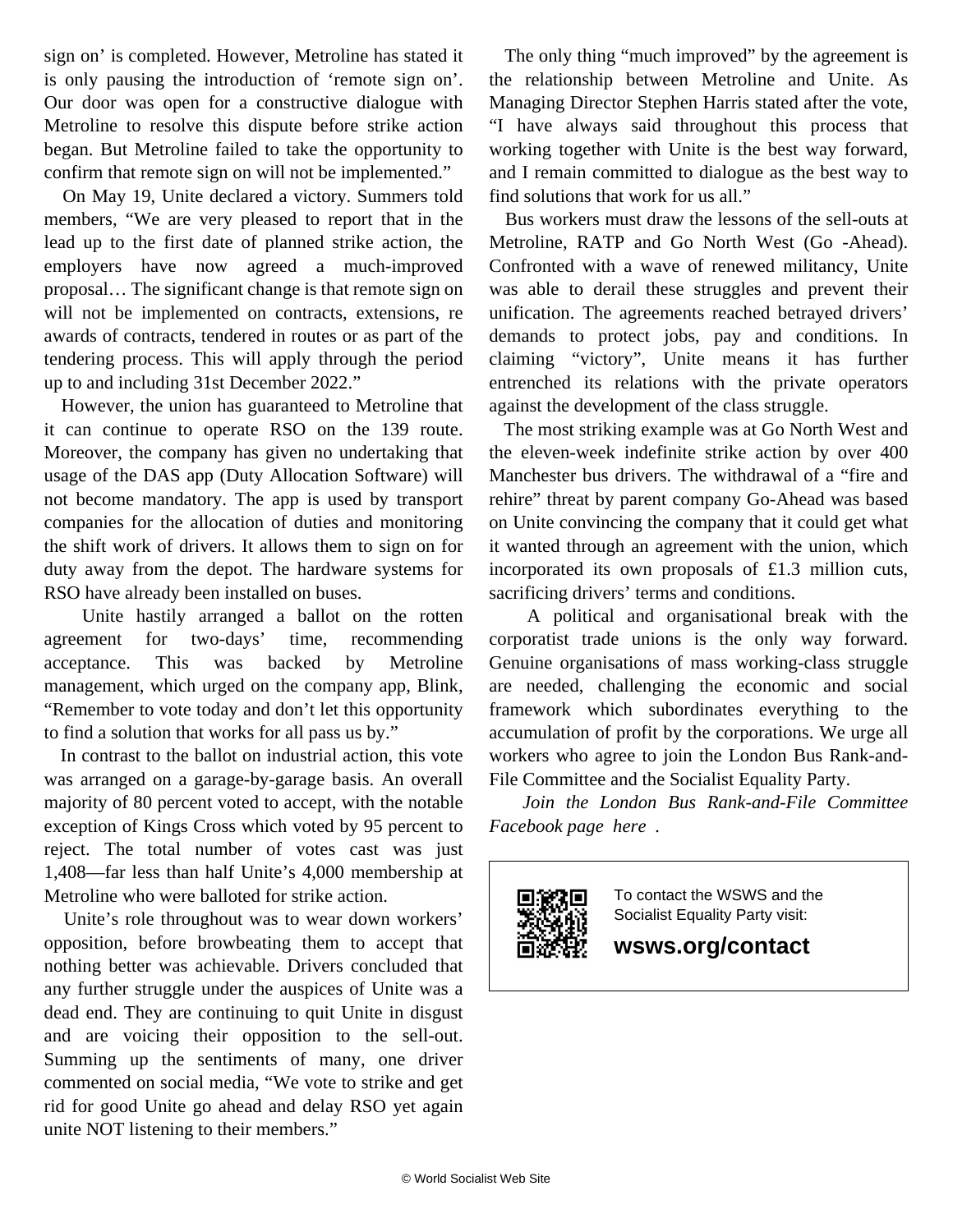sign on' is completed. However, Metroline has stated it is only pausing the introduction of 'remote sign on'. Our door was open for a constructive dialogue with Metroline to resolve this dispute before strike action began. But Metroline failed to take the opportunity to confirm that remote sign on will not be implemented."

On May 19, Unite declared a victory. Summers told members, "We are very pleased to report that in the lead up to the first date of planned strike action, the employers have now agreed a much-improved proposal… The significant change is that remote sign on will not be implemented on contracts, extensions, re awards of contracts, tendered in routes or as part of the tendering process. This will apply through the period up to and including 31st December 2022."

However, the union has guaranteed to Metroline that it can continue to operate RSO on the 139 route. Moreover, the company has given no undertaking that usage of the DAS app (Duty Allocation Software) will not become mandatory. The app is used by transport companies for the allocation of duties and monitoring the shift work of drivers. It allows them to sign on for duty away from the depot. The hardware systems for RSO have already been installed on buses.

Unite hastily arranged a ballot on the rotten agreement for two-days' time, recommending acceptance. This was backed by Metroline management, which urged on the company app, Blink, "Remember to vote today and don't let this opportunity to find a solution that works for all pass us by."

In contrast to the ballot on industrial action, this vote was arranged on a garage-by-garage basis. An overall majority of 80 percent voted to accept, with the notable exception of Kings Cross which voted by 95 percent to reject. The total number of votes cast was just 1,408—far less than half Unite's 4,000 membership at Metroline who were balloted for strike action.

Unite's role throughout was to wear down workers' opposition, before browbeating them to accept that nothing better was achievable. Drivers concluded that any further struggle under the auspices of Unite was a dead end. They are continuing to quit Unite in disgust and are voicing their opposition to the sell-out. Summing up the sentiments of many, one driver commented on social media, "We vote to strike and get rid for good Unite go ahead and delay RSO yet again unite NOT listening to their members."

The only thing "much improved" by the agreement is the relationship between Metroline and Unite. As Managing Director Stephen Harris stated after the vote, "I have always said throughout this process that working together with Unite is the best way forward, and I remain committed to dialogue as the best way to find solutions that work for us all."

Bus workers must draw the lessons of the sell-outs at Metroline, RATP and Go North West (Go -Ahead). Confronted with a wave of renewed militancy, Unite was able to derail these struggles and prevent their unification. The agreements reached betrayed drivers' demands to protect jobs, pay and conditions. In claiming "victory", Unite means it has further entrenched its relations with the private operators against the development of the class struggle.

The most striking example was at Go North West and the eleven-week indefinite strike action by over 400 Manchester bus drivers. The withdrawal of a "fire and rehire" threat by parent company Go-Ahead was based on Unite convincing the company that it could get what it wanted through an agreement with the union, which incorporated its own proposals of £1.3 million cuts, sacrificing drivers' terms and conditions.

A political and organisational break with the corporatist trade unions is the only way forward. Genuine organisations of mass working-class struggle are needed, challenging the economic and social framework which subordinates everything to the accumulation of profit by the corporations. We urge all workers who agree to join the London Bus Rank-and-File Committee and the Socialist Equality Party.

*Join the London Bus Rank-and-File Committee Facebook page here .*

To contact the WSWS and the Socialist Equality Party visit:

**wsws.org/contact**